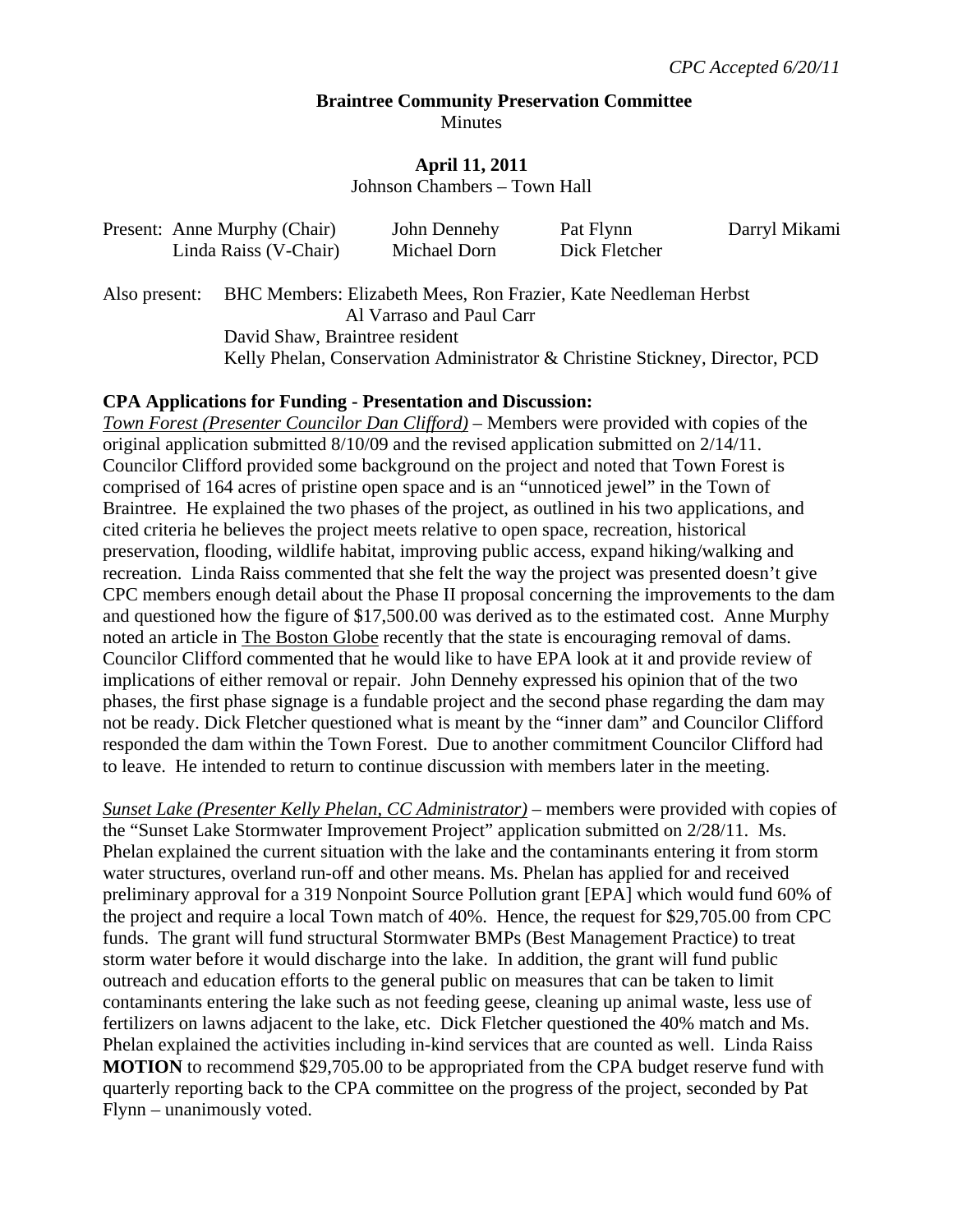*CPC Accepted 6/20/11*

**Braintree Community Preservation Committee**
Minutes

**April 11, 2011**
Johnson Chambers – Town Hall

| Present: | | | |
|---|---|---|---|
| Anne Murphy (Chair) | John Dennehy | Pat Flynn | Darryl Mikami |
| Linda Raiss (V-Chair) | Michael Dorn | Dick Fletcher | |

Also present: BHC Members: Elizabeth Mees, Ron Frazier, Kate Needleman Herbst
Al Varraso and Paul Carr
David Shaw, Braintree resident
Kelly Phelan, Conservation Administrator & Christine Stickney, Director, PCD

**CPA Applications for Funding - Presentation and Discussion:**

*Town Forest (Presenter Councilor Dan Clifford)* – Members were provided with copies of the original application submitted 8/10/09 and the revised application submitted on 2/14/11. Councilor Clifford provided some background on the project and noted that Town Forest is comprised of 164 acres of pristine open space and is an "unnoticed jewel" in the Town of Braintree. He explained the two phases of the project, as outlined in his two applications, and cited criteria he believes the project meets relative to open space, recreation, historical preservation, flooding, wildlife habitat, improving public access, expand hiking/walking and recreation. Linda Raiss commented that she felt the way the project was presented doesn't give CPC members enough detail about the Phase II proposal concerning the improvements to the dam and questioned how the figure of $17,500.00 was derived as to the estimated cost. Anne Murphy noted an article in The Boston Globe recently that the state is encouraging removal of dams. Councilor Clifford commented that he would like to have EPA look at it and provide review of implications of either removal or repair. John Dennehy expressed his opinion that of the two phases, the first phase signage is a fundable project and the second phase regarding the dam may not be ready. Dick Fletcher questioned what is meant by the "inner dam" and Councilor Clifford responded the dam within the Town Forest. Due to another commitment Councilor Clifford had to leave. He intended to return to continue discussion with members later in the meeting.

*Sunset Lake (Presenter Kelly Phelan, CC Administrator)* – members were provided with copies of the "Sunset Lake Stormwater Improvement Project" application submitted on 2/28/11. Ms. Phelan explained the current situation with the lake and the contaminants entering it from storm water structures, overland run-off and other means. Ms. Phelan has applied for and received preliminary approval for a 319 Nonpoint Source Pollution grant [EPA] which would fund 60% of the project and require a local Town match of 40%. Hence, the request for $29,705.00 from CPC funds. The grant will fund structural Stormwater BMPs (Best Management Practice) to treat storm water before it would discharge into the lake. In addition, the grant will fund public outreach and education efforts to the general public on measures that can be taken to limit contaminants entering the lake such as not feeding geese, cleaning up animal waste, less use of fertilizers on lawns adjacent to the lake, etc. Dick Fletcher questioned the 40% match and Ms. Phelan explained the activities including in-kind services that are counted as well. Linda Raiss **MOTION** to recommend $29,705.00 to be appropriated from the CPA budget reserve fund with quarterly reporting back to the CPA committee on the progress of the project, seconded by Pat Flynn – unanimously voted.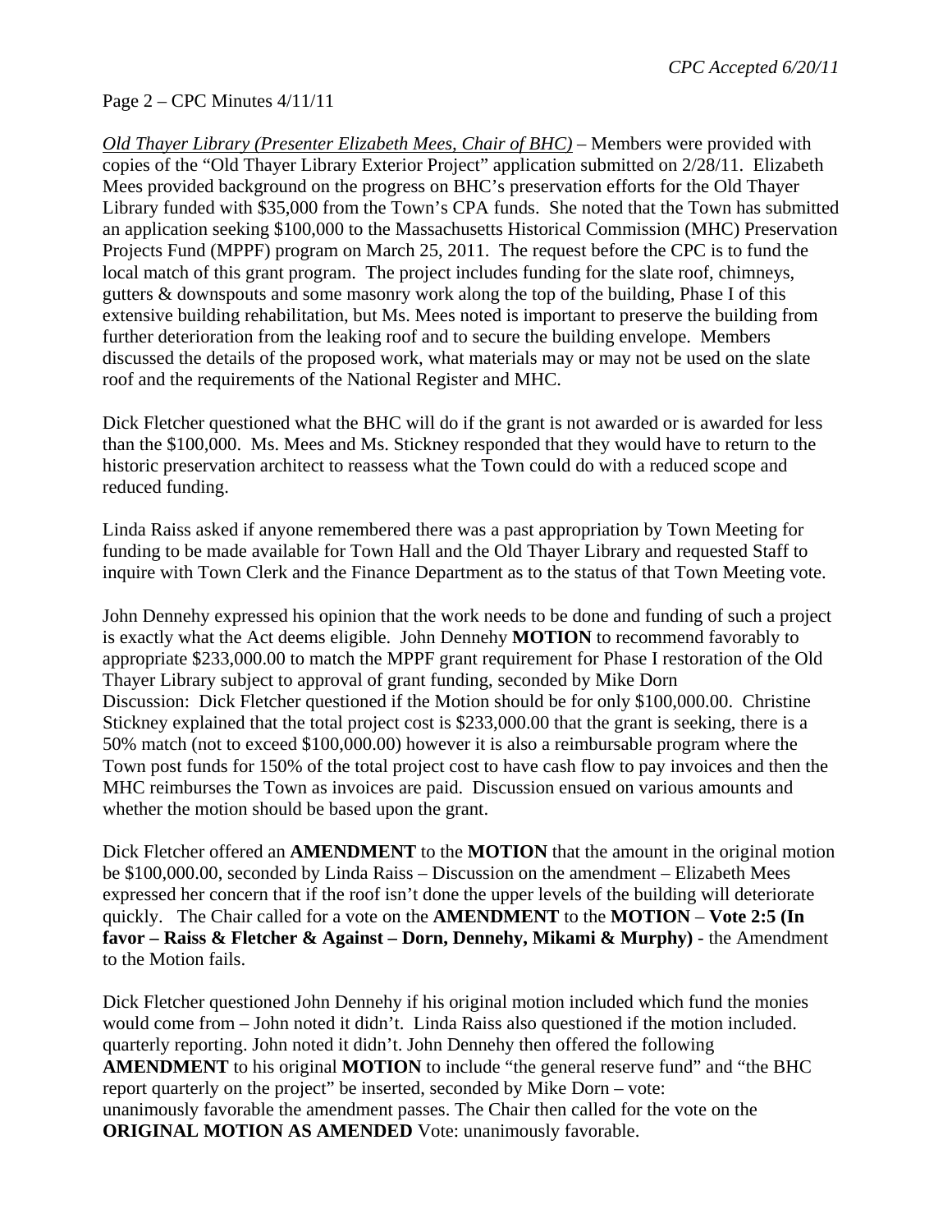*Old Thayer Library (Presenter Elizabeth Mees, Chair of BHC)* – Members were provided with copies of the "Old Thayer Library Exterior Project" application submitted on 2/28/11. Elizabeth Mees provided background on the progress on BHC's preservation efforts for the Old Thayer Library funded with $35,000 from the Town's CPA funds. She noted that the Town has submitted an application seeking $100,000 to the Massachusetts Historical Commission (MHC) Preservation Projects Fund (MPPF) program on March 25, 2011. The request before the CPC is to fund the local match of this grant program. The project includes funding for the slate roof, chimneys, gutters & downspouts and some masonry work along the top of the building, Phase I of this extensive building rehabilitation, but Ms. Mees noted is important to preserve the building from further deterioration from the leaking roof and to secure the building envelope. Members discussed the details of the proposed work, what materials may or may not be used on the slate roof and the requirements of the National Register and MHC.

Dick Fletcher questioned what the BHC will do if the grant is not awarded or is awarded for less than the $100,000. Ms. Mees and Ms. Stickney responded that they would have to return to the historic preservation architect to reassess what the Town could do with a reduced scope and reduced funding.

Linda Raiss asked if anyone remembered there was a past appropriation by Town Meeting for funding to be made available for Town Hall and the Old Thayer Library and requested Staff to inquire with Town Clerk and the Finance Department as to the status of that Town Meeting vote.

John Dennehy expressed his opinion that the work needs to be done and funding of such a project is exactly what the Act deems eligible. John Dennehy **MOTION** to recommend favorably to appropriate $233,000.00 to match the MPPF grant requirement for Phase I restoration of the Old Thayer Library subject to approval of grant funding, seconded by Mike Dorn
Discussion: Dick Fletcher questioned if the Motion should be for only $100,000.00. Christine Stickney explained that the total project cost is $233,000.00 that the grant is seeking, there is a 50% match (not to exceed $100,000.00) however it is also a reimbursable program where the Town post funds for 150% of the total project cost to have cash flow to pay invoices and then the MHC reimburses the Town as invoices are paid. Discussion ensued on various amounts and whether the motion should be based upon the grant.

Dick Fletcher offered an **AMENDMENT** to the **MOTION** that the amount in the original motion be $100,000.00, seconded by Linda Raiss – Discussion on the amendment – Elizabeth Mees expressed her concern that if the roof isn't done the upper levels of the building will deteriorate quickly. The Chair called for a vote on the **AMENDMENT** to the **MOTION** – **Vote 2:5 (In favor – Raiss & Fletcher & Against – Dorn, Dennehy, Mikami & Murphy)** - the Amendment to the Motion fails.

Dick Fletcher questioned John Dennehy if his original motion included which fund the monies would come from – John noted it didn't. Linda Raiss also questioned if the motion included. quarterly reporting. John noted it didn't. John Dennehy then offered the following **AMENDMENT** to his original **MOTION** to include "the general reserve fund" and "the BHC report quarterly on the project" be inserted, seconded by Mike Dorn – vote: unanimously favorable the amendment passes. The Chair then called for the vote on the **ORIGINAL MOTION AS AMENDED** Vote: unanimously favorable.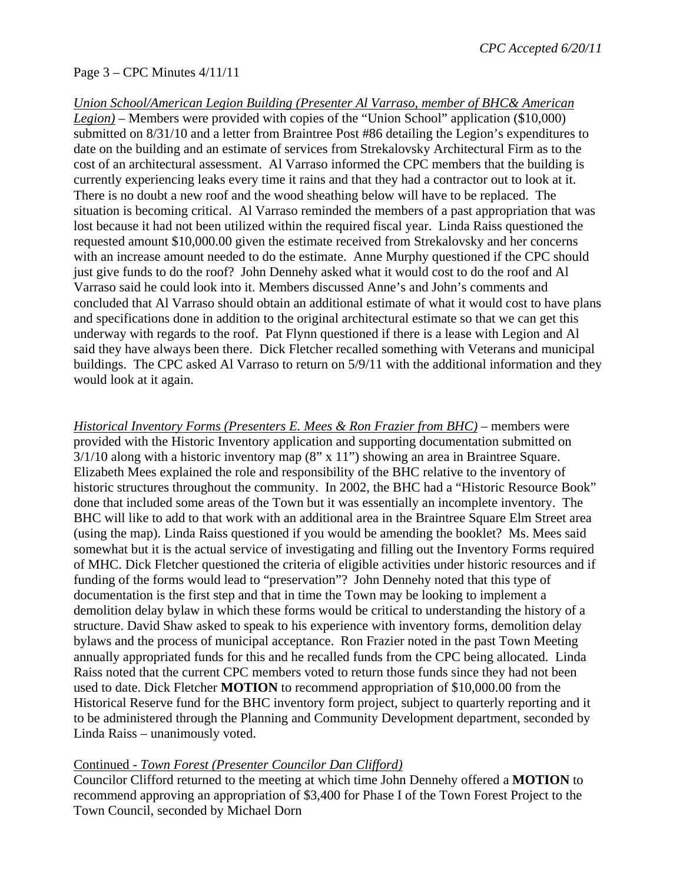*CPC Accepted 6/20/11*

Page 3 – CPC Minutes 4/11/11

*Union School/American Legion Building (Presenter Al Varraso, member of BHC& American Legion)* – Members were provided with copies of the "Union School" application ($10,000) submitted on 8/31/10 and a letter from Braintree Post #86 detailing the Legion's expenditures to date on the building and an estimate of services from Strekalovsky Architectural Firm as to the cost of an architectural assessment. Al Varraso informed the CPC members that the building is currently experiencing leaks every time it rains and that they had a contractor out to look at it. There is no doubt a new roof and the wood sheathing below will have to be replaced. The situation is becoming critical. Al Varraso reminded the members of a past appropriation that was lost because it had not been utilized within the required fiscal year. Linda Raiss questioned the requested amount $10,000.00 given the estimate received from Strekalovsky and her concerns with an increase amount needed to do the estimate. Anne Murphy questioned if the CPC should just give funds to do the roof? John Dennehy asked what it would cost to do the roof and Al Varraso said he could look into it. Members discussed Anne's and John's comments and concluded that Al Varraso should obtain an additional estimate of what it would cost to have plans and specifications done in addition to the original architectural estimate so that we can get this underway with regards to the roof. Pat Flynn questioned if there is a lease with Legion and Al said they have always been there. Dick Fletcher recalled something with Veterans and municipal buildings. The CPC asked Al Varraso to return on 5/9/11 with the additional information and they would look at it again.

*Historical Inventory Forms (Presenters E. Mees & Ron Frazier from BHC)* – members were provided with the Historic Inventory application and supporting documentation submitted on 3/1/10 along with a historic inventory map (8" x 11") showing an area in Braintree Square. Elizabeth Mees explained the role and responsibility of the BHC relative to the inventory of historic structures throughout the community. In 2002, the BHC had a "Historic Resource Book" done that included some areas of the Town but it was essentially an incomplete inventory. The BHC will like to add to that work with an additional area in the Braintree Square Elm Street area (using the map). Linda Raiss questioned if you would be amending the booklet? Ms. Mees said somewhat but it is the actual service of investigating and filling out the Inventory Forms required of MHC. Dick Fletcher questioned the criteria of eligible activities under historic resources and if funding of the forms would lead to "preservation"? John Dennehy noted that this type of documentation is the first step and that in time the Town may be looking to implement a demolition delay bylaw in which these forms would be critical to understanding the history of a structure. David Shaw asked to speak to his experience with inventory forms, demolition delay bylaws and the process of municipal acceptance. Ron Frazier noted in the past Town Meeting annually appropriated funds for this and he recalled funds from the CPC being allocated. Linda Raiss noted that the current CPC members voted to return those funds since they had not been used to date. Dick Fletcher **MOTION** to recommend appropriation of $10,000.00 from the Historical Reserve fund for the BHC inventory form project, subject to quarterly reporting and it to be administered through the Planning and Community Development department, seconded by Linda Raiss – unanimously voted.

Continued - *Town Forest (Presenter Councilor Dan Clifford)*
Councilor Clifford returned to the meeting at which time John Dennehy offered a **MOTION** to recommend approving an appropriation of $3,400 for Phase I of the Town Forest Project to the Town Council, seconded by Michael Dorn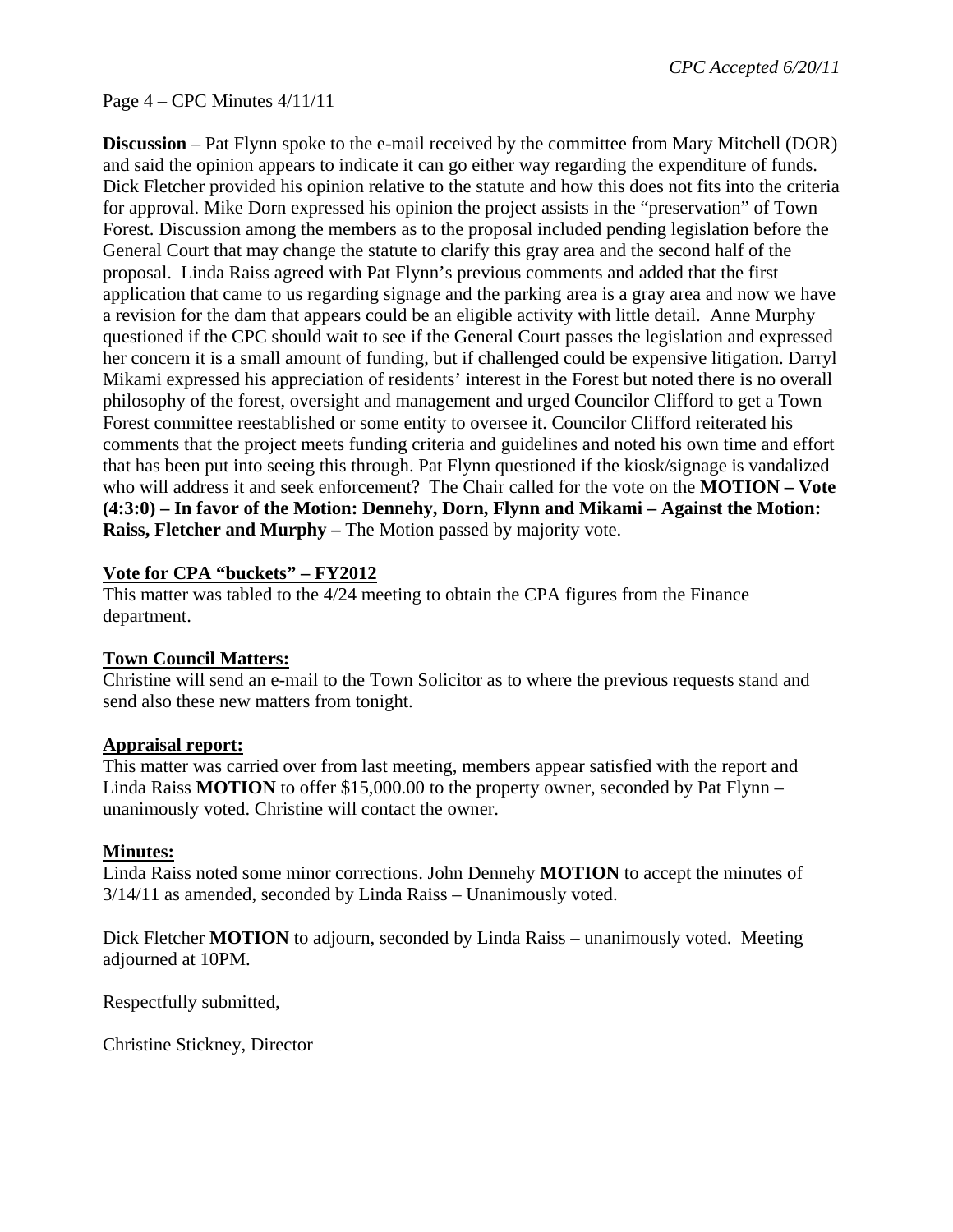*CPC Accepted 6/20/11*

Page 4 – CPC Minutes 4/11/11

**Discussion** – Pat Flynn spoke to the e-mail received by the committee from Mary Mitchell (DOR) and said the opinion appears to indicate it can go either way regarding the expenditure of funds. Dick Fletcher provided his opinion relative to the statute and how this does not fits into the criteria for approval. Mike Dorn expressed his opinion the project assists in the "preservation" of Town Forest. Discussion among the members as to the proposal included pending legislation before the General Court that may change the statute to clarify this gray area and the second half of the proposal. Linda Raiss agreed with Pat Flynn's previous comments and added that the first application that came to us regarding signage and the parking area is a gray area and now we have a revision for the dam that appears could be an eligible activity with little detail. Anne Murphy questioned if the CPC should wait to see if the General Court passes the legislation and expressed her concern it is a small amount of funding, but if challenged could be expensive litigation. Darryl Mikami expressed his appreciation of residents' interest in the Forest but noted there is no overall philosophy of the forest, oversight and management and urged Councilor Clifford to get a Town Forest committee reestablished or some entity to oversee it. Councilor Clifford reiterated his comments that the project meets funding criteria and guidelines and noted his own time and effort that has been put into seeing this through. Pat Flynn questioned if the kiosk/signage is vandalized who will address it and seek enforcement? The Chair called for the vote on the **MOTION – Vote (4:3:0) – In favor of the Motion: Dennehy, Dorn, Flynn and Mikami – Against the Motion: Raiss, Fletcher and Murphy –** The Motion passed by majority vote.

**Vote for CPA "buckets" – FY2012**

This matter was tabled to the 4/24 meeting to obtain the CPA figures from the Finance department.

**Town Council Matters:**

Christine will send an e-mail to the Town Solicitor as to where the previous requests stand and send also these new matters from tonight.

**Appraisal report:**

This matter was carried over from last meeting, members appear satisfied with the report and Linda Raiss **MOTION** to offer $15,000.00 to the property owner, seconded by Pat Flynn – unanimously voted. Christine will contact the owner.

**Minutes:**

Linda Raiss noted some minor corrections. John Dennehy **MOTION** to accept the minutes of 3/14/11 as amended, seconded by Linda Raiss – Unanimously voted.

Dick Fletcher **MOTION** to adjourn, seconded by Linda Raiss – unanimously voted. Meeting adjourned at 10PM.

Respectfully submitted,

Christine Stickney, Director